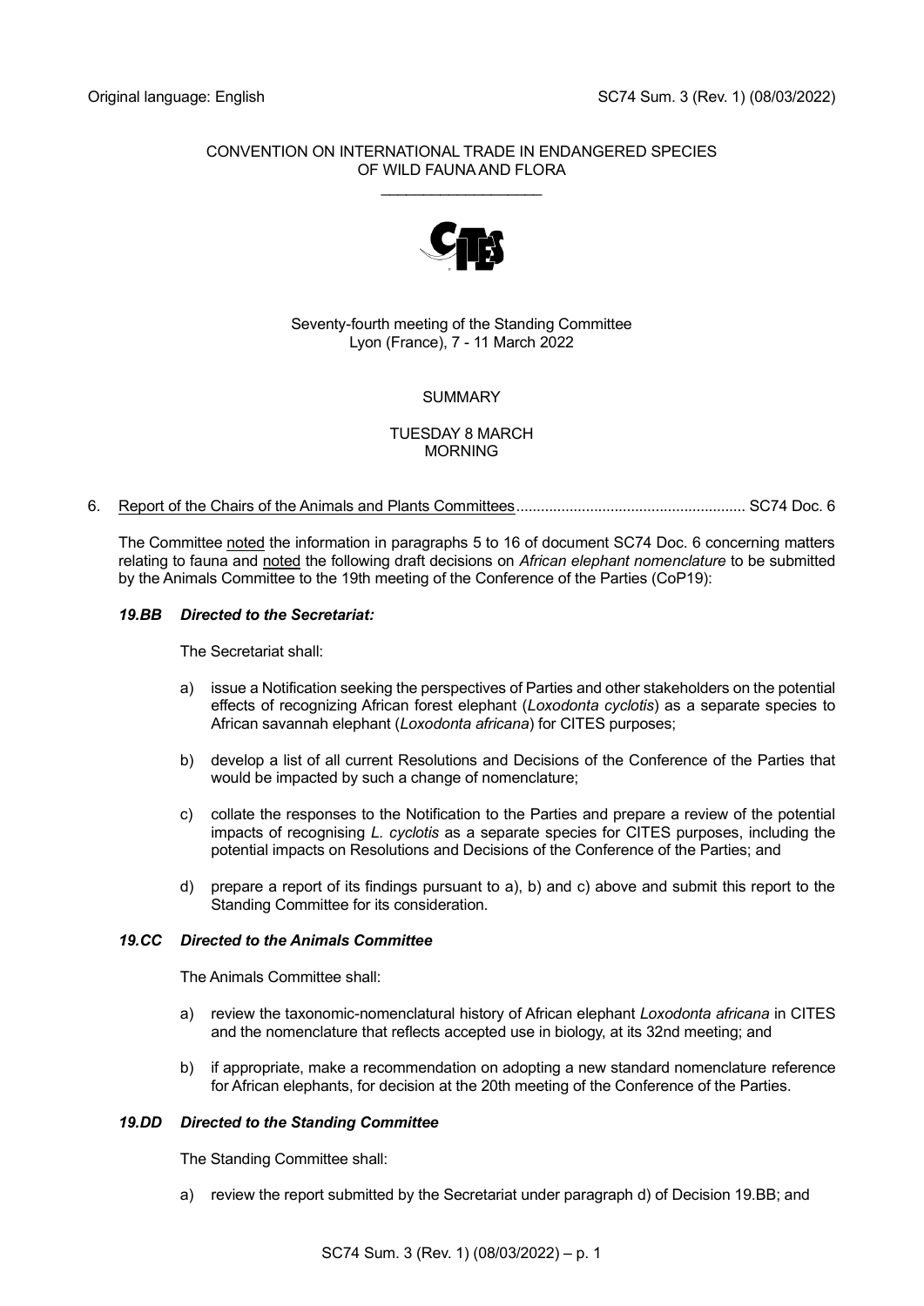Original language: English

SC74 Sum. 3 (Rev. 1) (08/03/2022)

CONVENTION ON INTERNATIONAL TRADE IN ENDANGERED SPECIES
OF WILD FAUNA AND FLORA

\_\_\_\_\_\_\_\_\_\_\_\_\_\_\_\_\_\_\_

Seventy-fourth meeting of the Standing Committee
Lyon (France), 7 - 11 March 2022

SUMMARY

TUESDAY 8 MARCH
MORNING

6. Report of the Chairs of the Animals and Plants Committees........................................................ SC74 Doc. 6

The Committee noted the information in paragraphs 5 to 16 of document SC74 Doc. 6 concerning matters relating to fauna and noted the following draft decisions on *African elephant nomenclature* to be submitted by the Animals Committee to the 19th meeting of the Conference of the Parties (CoP19):

***19.BB Directed to the Secretariat:***

The Secretariat shall:

a) issue a Notification seeking the perspectives of Parties and other stakeholders on the potential effects of recognizing African forest elephant (*Loxodonta cyclotis*) as a separate species to African savannah elephant (*Loxodonta africana*) for CITES purposes;

b) develop a list of all current Resolutions and Decisions of the Conference of the Parties that would be impacted by such a change of nomenclature;

c) collate the responses to the Notification to the Parties and prepare a review of the potential impacts of recognising *L. cyclotis* as a separate species for CITES purposes, including the potential impacts on Resolutions and Decisions of the Conference of the Parties; and

d) prepare a report of its findings pursuant to a), b) and c) above and submit this report to the Standing Committee for its consideration.

***19.CC Directed to the Animals Committee***

The Animals Committee shall:

a) review the taxonomic-nomenclatural history of African elephant *Loxodonta africana* in CITES and the nomenclature that reflects accepted use in biology, at its 32nd meeting; and

b) if appropriate, make a recommendation on adopting a new standard nomenclature reference for African elephants, for decision at the 20th meeting of the Conference of the Parties.

***19.DD Directed to the Standing Committee***

The Standing Committee shall:

a) review the report submitted by the Secretariat under paragraph d) of Decision 19.BB; and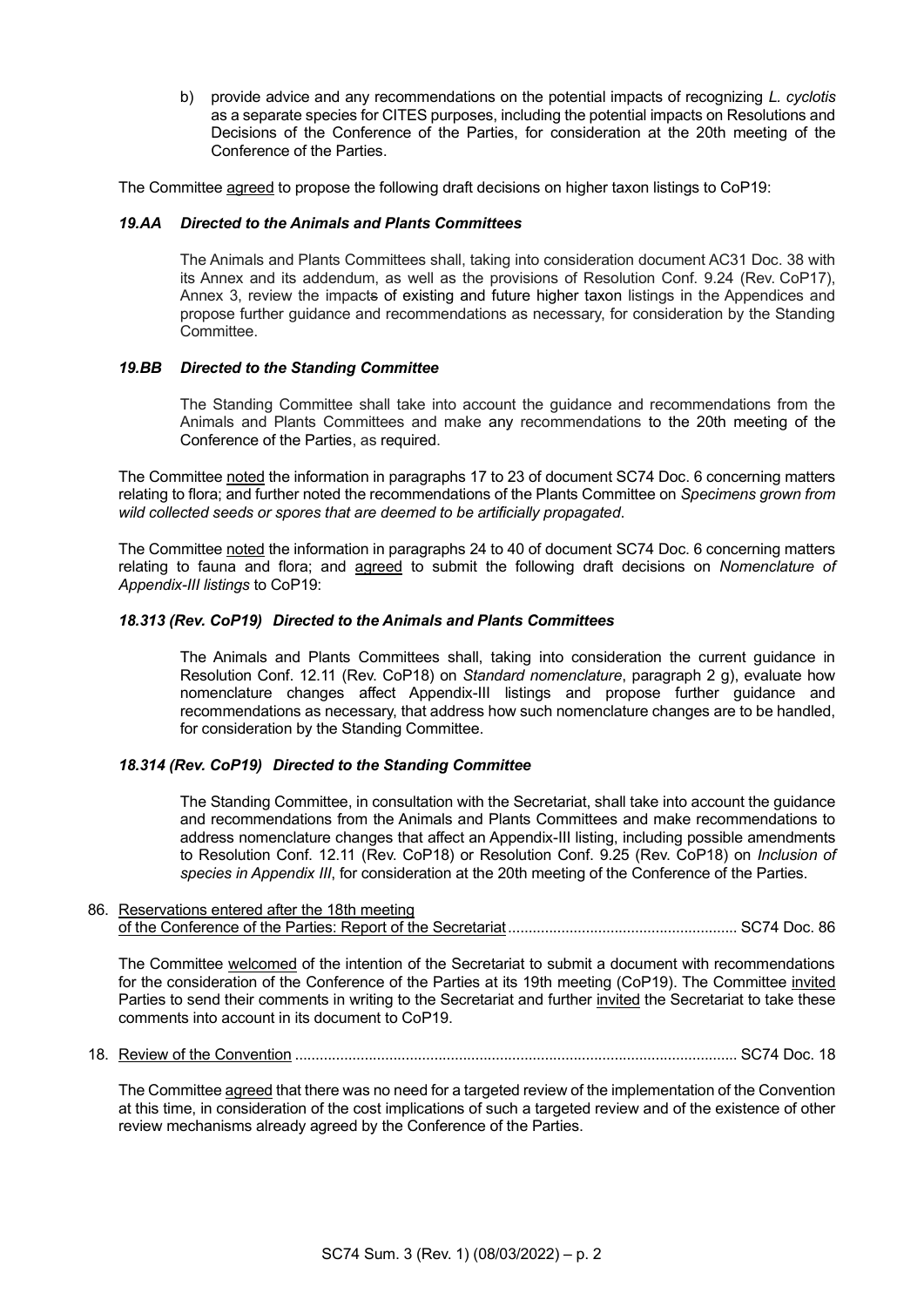b) provide advice and any recommendations on the potential impacts of recognizing *L. cyclotis* as a separate species for CITES purposes, including the potential impacts on Resolutions and Decisions of the Conference of the Parties, for consideration at the 20th meeting of the Conference of the Parties.

The Committee agreed to propose the following draft decisions on higher taxon listings to CoP19:

***19.AA Directed to the Animals and Plants Committees***

The Animals and Plants Committees shall, taking into consideration document AC31 Doc. 38 with its Annex and its addendum, as well as the provisions of Resolution Conf. 9.24 (Rev. CoP17), Annex 3, review the impacts of existing and future higher taxon listings in the Appendices and propose further guidance and recommendations as necessary, for consideration by the Standing Committee.

***19.BB Directed to the Standing Committee***

The Standing Committee shall take into account the guidance and recommendations from the Animals and Plants Committees and make any recommendations to the 20th meeting of the Conference of the Parties, as required.

The Committee noted the information in paragraphs 17 to 23 of document SC74 Doc. 6 concerning matters relating to flora; and further noted the recommendations of the Plants Committee on *Specimens grown from wild collected seeds or spores that are deemed to be artificially propagated*.

The Committee noted the information in paragraphs 24 to 40 of document SC74 Doc. 6 concerning matters relating to fauna and flora; and agreed to submit the following draft decisions on *Nomenclature of Appendix-III listings* to CoP19:

***18.313 (Rev. CoP19) Directed to the Animals and Plants Committees***

The Animals and Plants Committees shall, taking into consideration the current guidance in Resolution Conf. 12.11 (Rev. CoP18) on *Standard nomenclature*, paragraph 2 g), evaluate how nomenclature changes affect Appendix-III listings and propose further guidance and recommendations as necessary, that address how such nomenclature changes are to be handled, for consideration by the Standing Committee.

***18.314 (Rev. CoP19) Directed to the Standing Committee***

The Standing Committee, in consultation with the Secretariat, shall take into account the guidance and recommendations from the Animals and Plants Committees and make recommendations to address nomenclature changes that affect an Appendix-III listing, including possible amendments to Resolution Conf. 12.11 (Rev. CoP18) or Resolution Conf. 9.25 (Rev. CoP18) on *Inclusion of species in Appendix III*, for consideration at the 20th meeting of the Conference of the Parties.

86. Reservations entered after the 18th meeting of the Conference of the Parties: Report of the Secretariat ........................................................ SC74 Doc. 86

The Committee welcomed of the intention of the Secretariat to submit a document with recommendations for the consideration of the Conference of the Parties at its 19th meeting (CoP19). The Committee invited Parties to send their comments in writing to the Secretariat and further invited the Secretariat to take these comments into account in its document to CoP19.

18. Review of the Convention ........................................................................................................... SC74 Doc. 18

The Committee agreed that there was no need for a targeted review of the implementation of the Convention at this time, in consideration of the cost implications of such a targeted review and of the existence of other review mechanisms already agreed by the Conference of the Parties.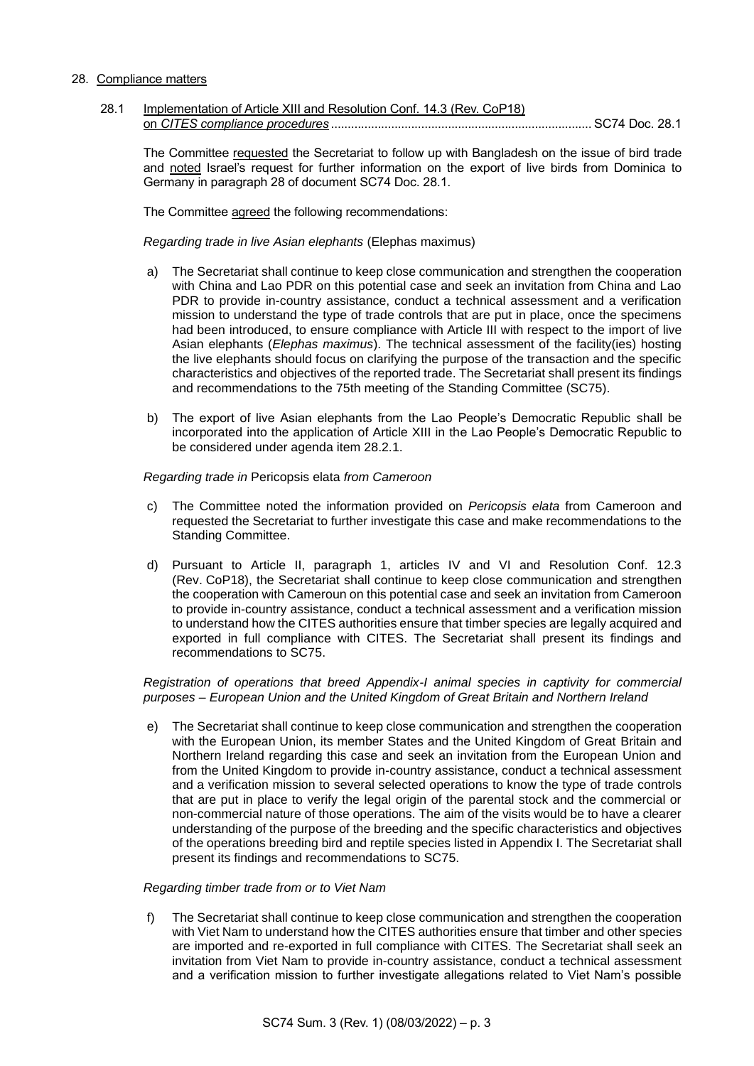28. Compliance matters

28.1 Implementation of Article XIII and Resolution Conf. 14.3 (Rev. CoP18) on *CITES compliance procedures* ............................................................................. SC74 Doc. 28.1

The Committee requested the Secretariat to follow up with Bangladesh on the issue of bird trade and noted Israel's request for further information on the export of live birds from Dominica to Germany in paragraph 28 of document SC74 Doc. 28.1.

The Committee agreed the following recommendations:

*Regarding trade in live Asian elephants* (Elephas maximus)

a) The Secretariat shall continue to keep close communication and strengthen the cooperation with China and Lao PDR on this potential case and seek an invitation from China and Lao PDR to provide in-country assistance, conduct a technical assessment and a verification mission to understand the type of trade controls that are put in place, once the specimens had been introduced, to ensure compliance with Article III with respect to the import of live Asian elephants (*Elephas maximus*). The technical assessment of the facility(ies) hosting the live elephants should focus on clarifying the purpose of the transaction and the specific characteristics and objectives of the reported trade. The Secretariat shall present its findings and recommendations to the 75th meeting of the Standing Committee (SC75).

b) The export of live Asian elephants from the Lao People's Democratic Republic shall be incorporated into the application of Article XIII in the Lao People's Democratic Republic to be considered under agenda item 28.2.1.

*Regarding trade in* Pericopsis elata *from Cameroon*

c) The Committee noted the information provided on *Pericopsis elata* from Cameroon and requested the Secretariat to further investigate this case and make recommendations to the Standing Committee.

d) Pursuant to Article II, paragraph 1, articles IV and VI and Resolution Conf. 12.3 (Rev. CoP18), the Secretariat shall continue to keep close communication and strengthen the cooperation with Cameroun on this potential case and seek an invitation from Cameroon to provide in-country assistance, conduct a technical assessment and a verification mission to understand how the CITES authorities ensure that timber species are legally acquired and exported in full compliance with CITES. The Secretariat shall present its findings and recommendations to SC75.

*Registration of operations that breed Appendix-I animal species in captivity for commercial purposes – European Union and the United Kingdom of Great Britain and Northern Ireland*

e) The Secretariat shall continue to keep close communication and strengthen the cooperation with the European Union, its member States and the United Kingdom of Great Britain and Northern Ireland regarding this case and seek an invitation from the European Union and from the United Kingdom to provide in-country assistance, conduct a technical assessment and a verification mission to several selected operations to know the type of trade controls that are put in place to verify the legal origin of the parental stock and the commercial or non-commercial nature of those operations. The aim of the visits would be to have a clearer understanding of the purpose of the breeding and the specific characteristics and objectives of the operations breeding bird and reptile species listed in Appendix I. The Secretariat shall present its findings and recommendations to SC75.

*Regarding timber trade from or to Viet Nam*

f) The Secretariat shall continue to keep close communication and strengthen the cooperation with Viet Nam to understand how the CITES authorities ensure that timber and other species are imported and re-exported in full compliance with CITES. The Secretariat shall seek an invitation from Viet Nam to provide in-country assistance, conduct a technical assessment and a verification mission to further investigate allegations related to Viet Nam's possible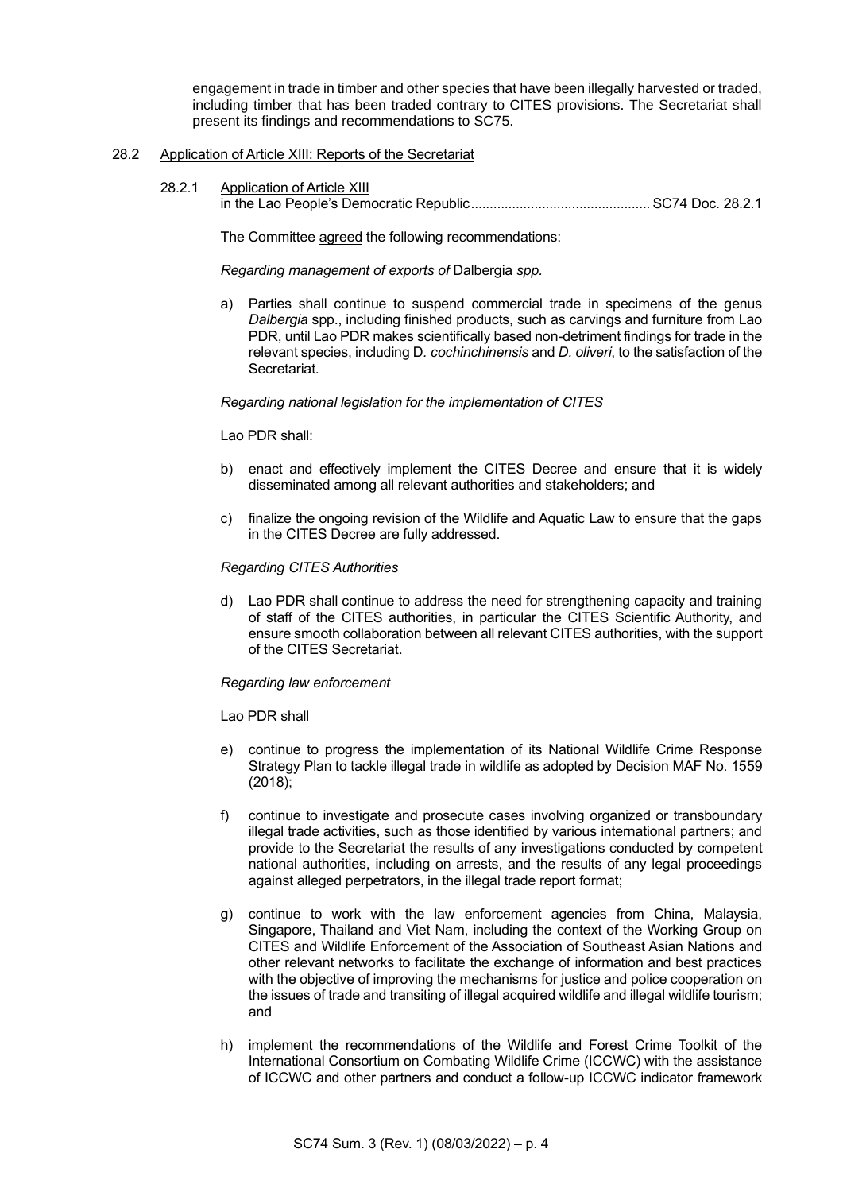engagement in trade in timber and other species that have been illegally harvested or traded, including timber that has been traded contrary to CITES provisions. The Secretariat shall present its findings and recommendations to SC75.

28.2 Application of Article XIII: Reports of the Secretariat

28.2.1 Application of Article XIII in the Lao People's Democratic Republic................................................ SC74 Doc. 28.2.1

The Committee agreed the following recommendations:

*Regarding management of exports of* Dalbergia *spp.*

a) Parties shall continue to suspend commercial trade in specimens of the genus *Dalbergia* spp., including finished products, such as carvings and furniture from Lao PDR, until Lao PDR makes scientifically based non-detriment findings for trade in the relevant species, including D*. cochinchinensis* and *D. oliveri*, to the satisfaction of the Secretariat.

*Regarding national legislation for the implementation of CITES*

Lao PDR shall:

b) enact and effectively implement the CITES Decree and ensure that it is widely disseminated among all relevant authorities and stakeholders; and

c) finalize the ongoing revision of the Wildlife and Aquatic Law to ensure that the gaps in the CITES Decree are fully addressed.

*Regarding CITES Authorities*

d) Lao PDR shall continue to address the need for strengthening capacity and training of staff of the CITES authorities, in particular the CITES Scientific Authority, and ensure smooth collaboration between all relevant CITES authorities, with the support of the CITES Secretariat.

*Regarding law enforcement*

Lao PDR shall

e) continue to progress the implementation of its National Wildlife Crime Response Strategy Plan to tackle illegal trade in wildlife as adopted by Decision MAF No. 1559 (2018);

f) continue to investigate and prosecute cases involving organized or transboundary illegal trade activities, such as those identified by various international partners; and provide to the Secretariat the results of any investigations conducted by competent national authorities, including on arrests, and the results of any legal proceedings against alleged perpetrators, in the illegal trade report format;

g) continue to work with the law enforcement agencies from China, Malaysia, Singapore, Thailand and Viet Nam, including the context of the Working Group on CITES and Wildlife Enforcement of the Association of Southeast Asian Nations and other relevant networks to facilitate the exchange of information and best practices with the objective of improving the mechanisms for justice and police cooperation on the issues of trade and transiting of illegal acquired wildlife and illegal wildlife tourism; and

h) implement the recommendations of the Wildlife and Forest Crime Toolkit of the International Consortium on Combating Wildlife Crime (ICCWC) with the assistance of ICCWC and other partners and conduct a follow-up ICCWC indicator framework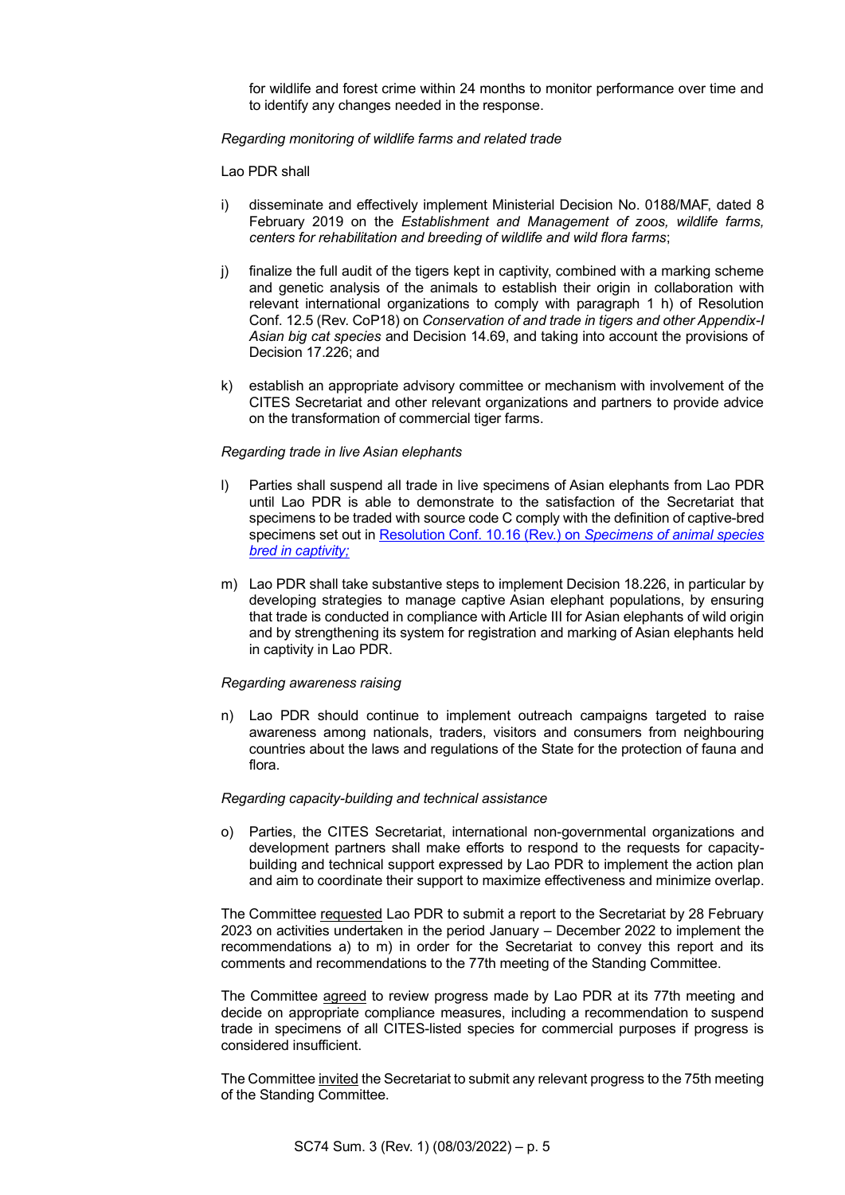for wildlife and forest crime within 24 months to monitor performance over time and to identify any changes needed in the response.

*Regarding monitoring of wildlife farms and related trade*

Lao PDR shall

i) disseminate and effectively implement Ministerial Decision No. 0188/MAF, dated 8 February 2019 on the *Establishment and Management of zoos, wildlife farms, centers for rehabilitation and breeding of wildlife and wild flora farms*;

j) finalize the full audit of the tigers kept in captivity, combined with a marking scheme and genetic analysis of the animals to establish their origin in collaboration with relevant international organizations to comply with paragraph 1 h) of Resolution Conf. 12.5 (Rev. CoP18) on *Conservation of and trade in tigers and other Appendix-I Asian big cat species* and Decision 14.69, and taking into account the provisions of Decision 17.226; and

k) establish an appropriate advisory committee or mechanism with involvement of the CITES Secretariat and other relevant organizations and partners to provide advice on the transformation of commercial tiger farms.

*Regarding trade in live Asian elephants*

l) Parties shall suspend all trade in live specimens of Asian elephants from Lao PDR until Lao PDR is able to demonstrate to the satisfaction of the Secretariat that specimens to be traded with source code C comply with the definition of captive-bred specimens set out in Resolution Conf. 10.16 (Rev.) on *Specimens of animal species bred in captivity;*

m) Lao PDR shall take substantive steps to implement Decision 18.226, in particular by developing strategies to manage captive Asian elephant populations, by ensuring that trade is conducted in compliance with Article III for Asian elephants of wild origin and by strengthening its system for registration and marking of Asian elephants held in captivity in Lao PDR.

*Regarding awareness raising*

n) Lao PDR should continue to implement outreach campaigns targeted to raise awareness among nationals, traders, visitors and consumers from neighbouring countries about the laws and regulations of the State for the protection of fauna and flora.

*Regarding capacity-building and technical assistance*

o) Parties, the CITES Secretariat, international non-governmental organizations and development partners shall make efforts to respond to the requests for capacity-building and technical support expressed by Lao PDR to implement the action plan and aim to coordinate their support to maximize effectiveness and minimize overlap.

The Committee requested Lao PDR to submit a report to the Secretariat by 28 February 2023 on activities undertaken in the period January – December 2022 to implement the recommendations a) to m) in order for the Secretariat to convey this report and its comments and recommendations to the 77th meeting of the Standing Committee.

The Committee agreed to review progress made by Lao PDR at its 77th meeting and decide on appropriate compliance measures, including a recommendation to suspend trade in specimens of all CITES-listed species for commercial purposes if progress is considered insufficient.

The Committee invited the Secretariat to submit any relevant progress to the 75th meeting of the Standing Committee.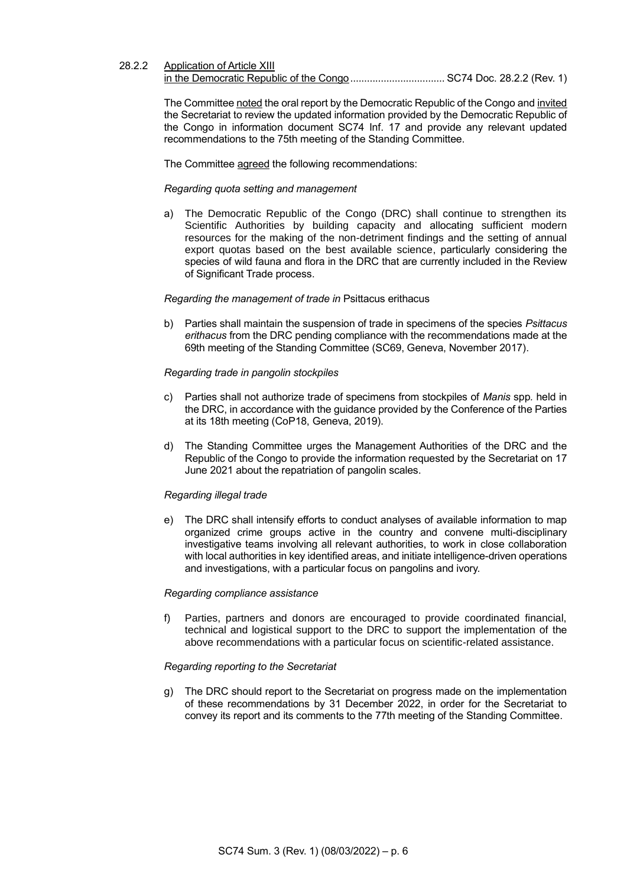28.2.2 Application of Article XIII in the Democratic Republic of the Congo .................................. SC74 Doc. 28.2.2 (Rev. 1)

The Committee noted the oral report by the Democratic Republic of the Congo and invited the Secretariat to review the updated information provided by the Democratic Republic of the Congo in information document SC74 Inf. 17 and provide any relevant updated recommendations to the 75th meeting of the Standing Committee.

The Committee agreed the following recommendations:

*Regarding quota setting and management*

a) The Democratic Republic of the Congo (DRC) shall continue to strengthen its Scientific Authorities by building capacity and allocating sufficient modern resources for the making of the non-detriment findings and the setting of annual export quotas based on the best available science, particularly considering the species of wild fauna and flora in the DRC that are currently included in the Review of Significant Trade process.

*Regarding the management of trade in* Psittacus erithacus

b) Parties shall maintain the suspension of trade in specimens of the species *Psittacus erithacus* from the DRC pending compliance with the recommendations made at the 69th meeting of the Standing Committee (SC69, Geneva, November 2017).

*Regarding trade in pangolin stockpiles*

c) Parties shall not authorize trade of specimens from stockpiles of *Manis* spp. held in the DRC, in accordance with the guidance provided by the Conference of the Parties at its 18th meeting (CoP18, Geneva, 2019).

d) The Standing Committee urges the Management Authorities of the DRC and the Republic of the Congo to provide the information requested by the Secretariat on 17 June 2021 about the repatriation of pangolin scales.

*Regarding illegal trade*

e) The DRC shall intensify efforts to conduct analyses of available information to map organized crime groups active in the country and convene multi-disciplinary investigative teams involving all relevant authorities, to work in close collaboration with local authorities in key identified areas, and initiate intelligence-driven operations and investigations, with a particular focus on pangolins and ivory.

*Regarding compliance assistance*

f) Parties, partners and donors are encouraged to provide coordinated financial, technical and logistical support to the DRC to support the implementation of the above recommendations with a particular focus on scientific-related assistance.

*Regarding reporting to the Secretariat*

g) The DRC should report to the Secretariat on progress made on the implementation of these recommendations by 31 December 2022, in order for the Secretariat to convey its report and its comments to the 77th meeting of the Standing Committee.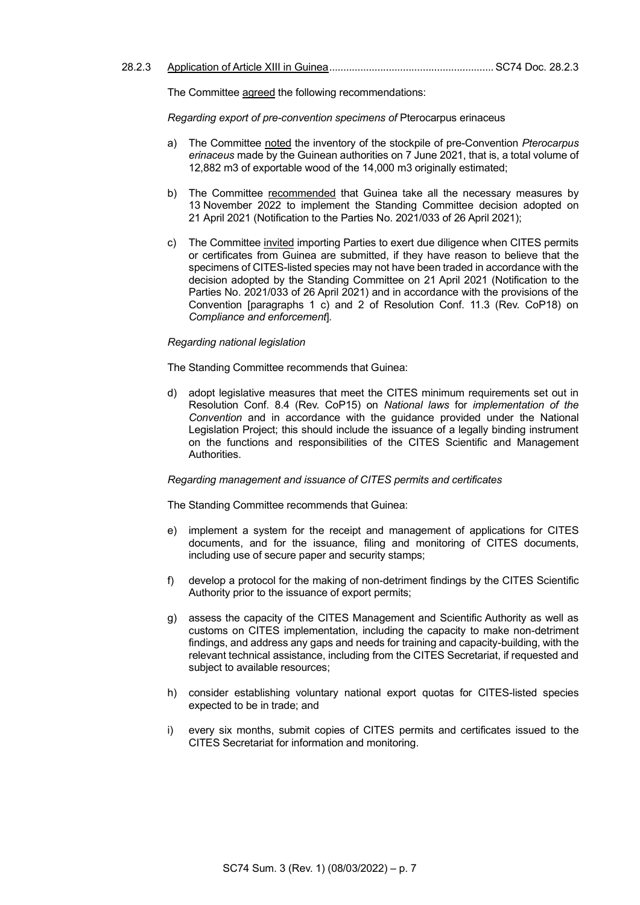28.2.3 Application of Article XIII in Guinea........................................................ SC74 Doc. 28.2.3

The Committee agreed the following recommendations:

*Regarding export of pre-convention specimens of* Pterocarpus erinaceus

a) The Committee noted the inventory of the stockpile of pre-Convention *Pterocarpus erinaceus* made by the Guinean authorities on 7 June 2021, that is, a total volume of 12,882 m3 of exportable wood of the 14,000 m3 originally estimated;

b) The Committee recommended that Guinea take all the necessary measures by 13 November 2022 to implement the Standing Committee decision adopted on 21 April 2021 (Notification to the Parties No. 2021/033 of 26 April 2021);

c) The Committee invited importing Parties to exert due diligence when CITES permits or certificates from Guinea are submitted, if they have reason to believe that the specimens of CITES-listed species may not have been traded in accordance with the decision adopted by the Standing Committee on 21 April 2021 (Notification to the Parties No. 2021/033 of 26 April 2021) and in accordance with the provisions of the Convention [paragraphs 1 c) and 2 of Resolution Conf. 11.3 (Rev. CoP18) on *Compliance and enforcement*].

*Regarding national legislation*

The Standing Committee recommends that Guinea:

d) adopt legislative measures that meet the CITES minimum requirements set out in Resolution Conf. 8.4 (Rev. CoP15) on *National laws* for *implementation of the Convention* and in accordance with the guidance provided under the National Legislation Project; this should include the issuance of a legally binding instrument on the functions and responsibilities of the CITES Scientific and Management Authorities.

*Regarding management and issuance of CITES permits and certificates*

The Standing Committee recommends that Guinea:

e) implement a system for the receipt and management of applications for CITES documents, and for the issuance, filing and monitoring of CITES documents, including use of secure paper and security stamps;

f) develop a protocol for the making of non-detriment findings by the CITES Scientific Authority prior to the issuance of export permits;

g) assess the capacity of the CITES Management and Scientific Authority as well as customs on CITES implementation, including the capacity to make non-detriment findings, and address any gaps and needs for training and capacity-building, with the relevant technical assistance, including from the CITES Secretariat, if requested and subject to available resources;

h) consider establishing voluntary national export quotas for CITES-listed species expected to be in trade; and

i) every six months, submit copies of CITES permits and certificates issued to the CITES Secretariat for information and monitoring.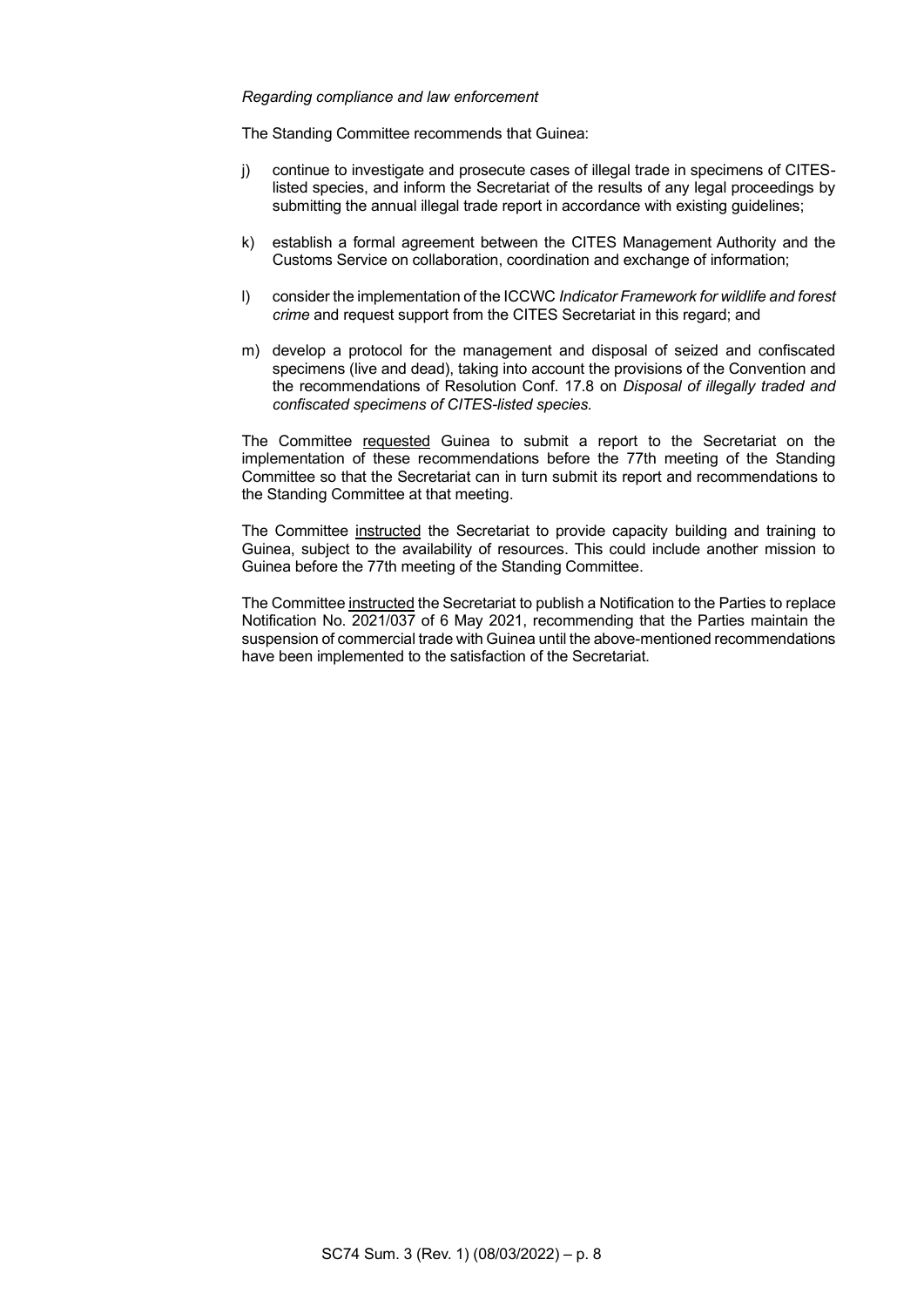*Regarding compliance and law enforcement*

The Standing Committee recommends that Guinea:

j) continue to investigate and prosecute cases of illegal trade in specimens of CITES-listed species, and inform the Secretariat of the results of any legal proceedings by submitting the annual illegal trade report in accordance with existing guidelines;

k) establish a formal agreement between the CITES Management Authority and the Customs Service on collaboration, coordination and exchange of information;

l) consider the implementation of the ICCWC *Indicator Framework for wildlife and forest crime* and request support from the CITES Secretariat in this regard; and

m) develop a protocol for the management and disposal of seized and confiscated specimens (live and dead), taking into account the provisions of the Convention and the recommendations of Resolution Conf. 17.8 on *Disposal of illegally traded and confiscated specimens of CITES-listed species.*

The Committee <u>requested</u> Guinea to submit a report to the Secretariat on the implementation of these recommendations before the 77th meeting of the Standing Committee so that the Secretariat can in turn submit its report and recommendations to the Standing Committee at that meeting.

The Committee <u>instructed</u> the Secretariat to provide capacity building and training to Guinea, subject to the availability of resources. This could include another mission to Guinea before the 77th meeting of the Standing Committee.

The Committee <u>instructed</u> the Secretariat to publish a Notification to the Parties to replace Notification No. 2021/037 of 6 May 2021, recommending that the Parties maintain the suspension of commercial trade with Guinea until the above-mentioned recommendations have been implemented to the satisfaction of the Secretariat.